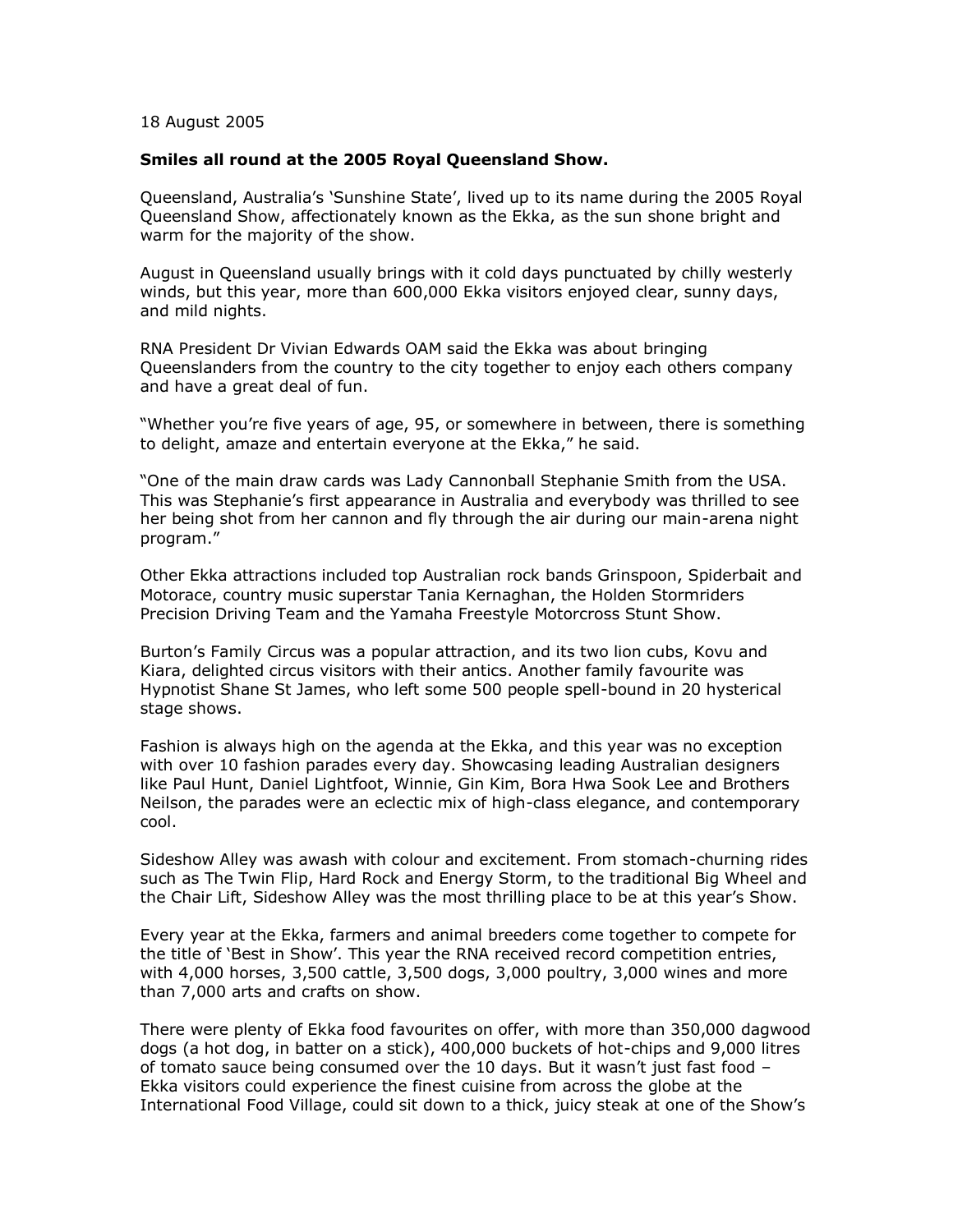18 August 2005

**Smiles all round at the 2005 Royal Queensland Show.**

Queensland, Australia's 'Sunshine State', lived up to its name during the 2005 Royal Queensland Show, affectionately known as the Ekka, as the sun shone bright and warm for the majority of the show.

August in Queensland usually brings with it cold days punctuated by chilly westerly winds, but this year, more than 600,000 Ekka visitors enjoyed clear, sunny days, and mild nights.

RNA President Dr Vivian Edwards OAM said the Ekka was about bringing Queenslanders from the country to the city together to enjoy each others company and have a great deal of fun.

"Whether you're five years of age, 95, or somewhere in between, there is something to delight, amaze and entertain everyone at the Ekka," he said.

"One of the main draw cards was Lady Cannonball Stephanie Smith from the USA. This was Stephanie's first appearance in Australia and everybody was thrilled to see her being shot from her cannon and fly through the air during our main-arena night program."

Other Ekka attractions included top Australian rock bands Grinspoon, Spiderbait and Motorace, country music superstar Tania Kernaghan, the Holden Stormriders Precision Driving Team and the Yamaha Freestyle Motorcross Stunt Show.

Burton's Family Circus was a popular attraction, and its two lion cubs, Kovu and Kiara, delighted circus visitors with their antics. Another family favourite was Hypnotist Shane St James, who left some 500 people spell-bound in 20 hysterical stage shows.

Fashion is always high on the agenda at the Ekka, and this year was no exception with over 10 fashion parades every day. Showcasing leading Australian designers like Paul Hunt, Daniel Lightfoot, Winnie, Gin Kim, Bora Hwa Sook Lee and Brothers Neilson, the parades were an eclectic mix of high-class elegance, and contemporary cool.

Sideshow Alley was awash with colour and excitement. From stomach-churning rides such as The Twin Flip, Hard Rock and Energy Storm, to the traditional Big Wheel and the Chair Lift, Sideshow Alley was the most thrilling place to be at this year's Show.

Every year at the Ekka, farmers and animal breeders come together to compete for the title of 'Best in Show'. This year the RNA received record competition entries, with 4,000 horses, 3,500 cattle, 3,500 dogs, 3,000 poultry, 3,000 wines and more than 7,000 arts and crafts on show.

There were plenty of Ekka food favourites on offer, with more than 350,000 dagwood dogs (a hot dog, in batter on a stick), 400,000 buckets of hot-chips and 9,000 litres of tomato sauce being consumed over the 10 days. But it wasn't just fast food – Ekka visitors could experience the finest cuisine from across the globe at the International Food Village, could sit down to a thick, juicy steak at one of the Show's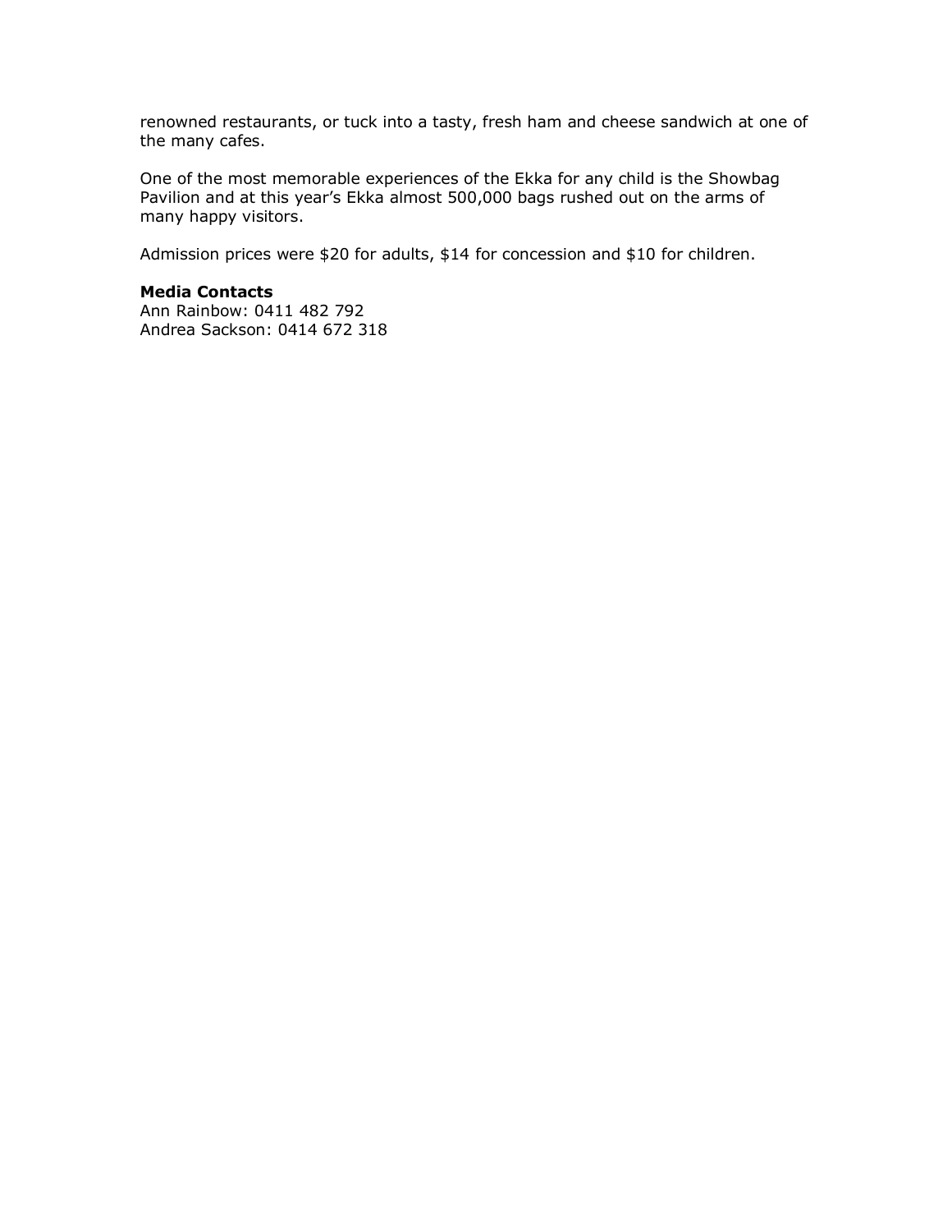renowned restaurants, or tuck into a tasty, fresh ham and cheese sandwich at one of the many cafes.

One of the most memorable experiences of the Ekka for any child is the Showbag Pavilion and at this year's Ekka almost 500,000 bags rushed out on the arms of many happy visitors.

Admission prices were $20 for adults, $14 for concession and $10 for children.

**Media Contacts**
Ann Rainbow: 0411 482 792
Andrea Sackson: 0414 672 318